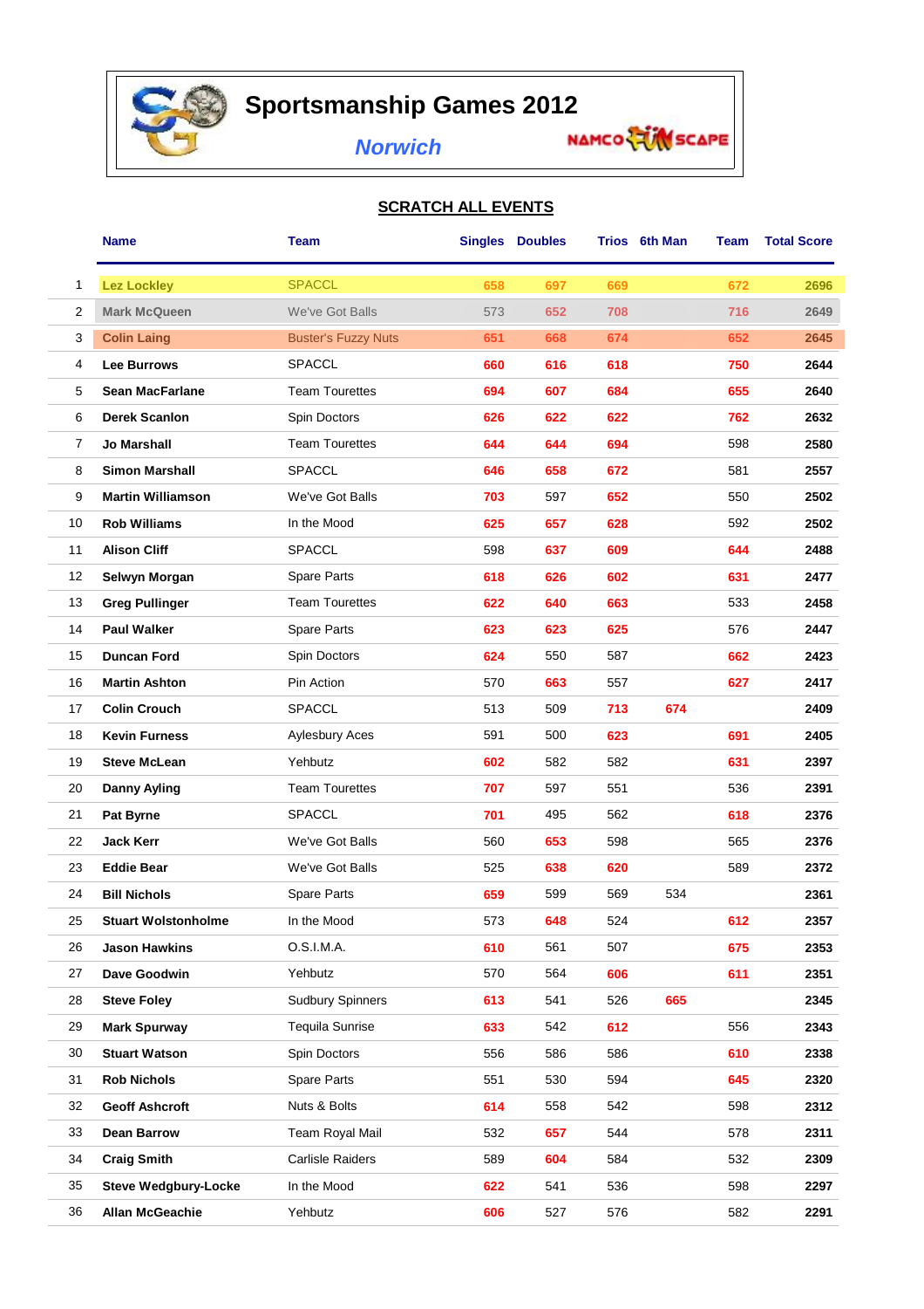# Sportsmanship Games 2012

*Norwich*

NAMCO FUNSCAPE

## SCRATCH ALL EVENTS

| | Name | Team | Singles | Doubles | Trios | 6th Man | Team | Total Score |
|---|---|---|---|---|---|---|---|---|
| 1 | Lez Lockley | SPACCL | 658 | 697 | 669 | | 672 | 2696 |
| 2 | Mark McQueen | We've Got Balls | 573 | 652 | 708 | | 716 | 2649 |
| 3 | Colin Laing | Buster's Fuzzy Nuts | 651 | 668 | 674 | | 652 | 2645 |
| 4 | Lee Burrows | SPACCL | 660 | 616 | 618 | | 750 | 2644 |
| 5 | Sean MacFarlane | Team Tourettes | 694 | 607 | 684 | | 655 | 2640 |
| 6 | Derek Scanlon | Spin Doctors | 626 | 622 | 622 | | 762 | 2632 |
| 7 | Jo Marshall | Team Tourettes | 644 | 644 | 694 | | 598 | 2580 |
| 8 | Simon Marshall | SPACCL | 646 | 658 | 672 | | 581 | 2557 |
| 9 | Martin Williamson | We've Got Balls | 703 | 597 | 652 | | 550 | 2502 |
| 10 | Rob Williams | In the Mood | 625 | 657 | 628 | | 592 | 2502 |
| 11 | Alison Cliff | SPACCL | 598 | 637 | 609 | | 644 | 2488 |
| 12 | Selwyn Morgan | Spare Parts | 618 | 626 | 602 | | 631 | 2477 |
| 13 | Greg Pullinger | Team Tourettes | 622 | 640 | 663 | | 533 | 2458 |
| 14 | Paul Walker | Spare Parts | 623 | 623 | 625 | | 576 | 2447 |
| 15 | Duncan Ford | Spin Doctors | 624 | 550 | 587 | | 662 | 2423 |
| 16 | Martin Ashton | Pin Action | 570 | 663 | 557 | | 627 | 2417 |
| 17 | Colin Crouch | SPACCL | 513 | 509 | 713 | 674 | | 2409 |
| 18 | Kevin Furness | Aylesbury Aces | 591 | 500 | 623 | | 691 | 2405 |
| 19 | Steve McLean | Yehbutz | 602 | 582 | 582 | | 631 | 2397 |
| 20 | Danny Ayling | Team Tourettes | 707 | 597 | 551 | | 536 | 2391 |
| 21 | Pat Byrne | SPACCL | 701 | 495 | 562 | | 618 | 2376 |
| 22 | Jack Kerr | We've Got Balls | 560 | 653 | 598 | | 565 | 2376 |
| 23 | Eddie Bear | We've Got Balls | 525 | 638 | 620 | | 589 | 2372 |
| 24 | Bill Nichols | Spare Parts | 659 | 599 | 569 | 534 | | 2361 |
| 25 | Stuart Wolstonholme | In the Mood | 573 | 648 | 524 | | 612 | 2357 |
| 26 | Jason Hawkins | O.S.I.M.A. | 610 | 561 | 507 | | 675 | 2353 |
| 27 | Dave Goodwin | Yehbutz | 570 | 564 | 606 | | 611 | 2351 |
| 28 | Steve Foley | Sudbury Spinners | 613 | 541 | 526 | 665 | | 2345 |
| 29 | Mark Spurway | Tequila Sunrise | 633 | 542 | 612 | | 556 | 2343 |
| 30 | Stuart Watson | Spin Doctors | 556 | 586 | 586 | | 610 | 2338 |
| 31 | Rob Nichols | Spare Parts | 551 | 530 | 594 | | 645 | 2320 |
| 32 | Geoff Ashcroft | Nuts & Bolts | 614 | 558 | 542 | | 598 | 2312 |
| 33 | Dean Barrow | Team Royal Mail | 532 | 657 | 544 | | 578 | 2311 |
| 34 | Craig Smith | Carlisle Raiders | 589 | 604 | 584 | | 532 | 2309 |
| 35 | Steve Wedgbury-Locke | In the Mood | 622 | 541 | 536 | | 598 | 2297 |
| 36 | Allan McGeachie | Yehbutz | 606 | 527 | 576 | | 582 | 2291 |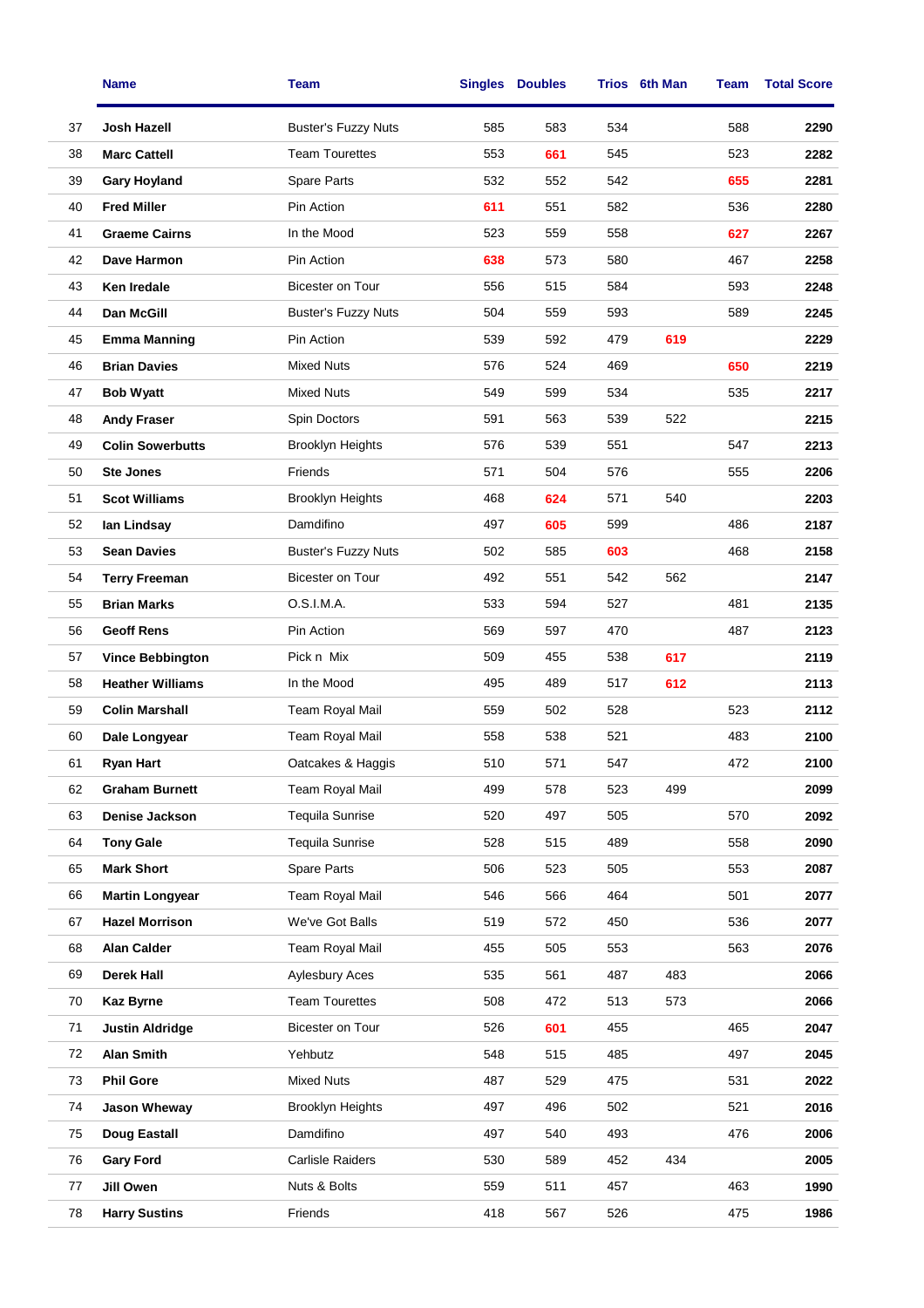| | Name | Team | Singles | Doubles | Trios | 6th Man | Team | Total Score |
|---|---|---|---|---|---|---|---|---|
| 37 | **Josh Hazell** | Buster's Fuzzy Nuts | 585 | 583 | 534 | | 588 | **2290** |
| 38 | **Marc Cattell** | Team Tourettes | 553 | **661** | 545 | | 523 | **2282** |
| 39 | **Gary Hoyland** | Spare Parts | 532 | 552 | 542 | | **655** | **2281** |
| 40 | **Fred Miller** | Pin Action | **611** | 551 | 582 | | 536 | **2280** |
| 41 | **Graeme Cairns** | In the Mood | 523 | 559 | 558 | | **627** | **2267** |
| 42 | **Dave Harmon** | Pin Action | **638** | 573 | 580 | | 467 | **2258** |
| 43 | **Ken Iredale** | Bicester on Tour | 556 | 515 | 584 | | 593 | **2248** |
| 44 | **Dan McGill** | Buster's Fuzzy Nuts | 504 | 559 | 593 | | 589 | **2245** |
| 45 | **Emma Manning** | Pin Action | 539 | 592 | 479 | **619** | | **2229** |
| 46 | **Brian Davies** | Mixed Nuts | 576 | 524 | 469 | | **650** | **2219** |
| 47 | **Bob Wyatt** | Mixed Nuts | 549 | 599 | 534 | | 535 | **2217** |
| 48 | **Andy Fraser** | Spin Doctors | 591 | 563 | 539 | 522 | | **2215** |
| 49 | **Colin Sowerbutts** | Brooklyn Heights | 576 | 539 | 551 | | 547 | **2213** |
| 50 | **Ste Jones** | Friends | 571 | 504 | 576 | | 555 | **2206** |
| 51 | **Scot Williams** | Brooklyn Heights | 468 | **624** | 571 | 540 | | **2203** |
| 52 | **Ian Lindsay** | Damdifino | 497 | **605** | 599 | | 486 | **2187** |
| 53 | **Sean Davies** | Buster's Fuzzy Nuts | 502 | 585 | **603** | | 468 | **2158** |
| 54 | **Terry Freeman** | Bicester on Tour | 492 | 551 | 542 | 562 | | **2147** |
| 55 | **Brian Marks** | O.S.I.M.A. | 533 | 594 | 527 | | 481 | **2135** |
| 56 | **Geoff Rens** | Pin Action | 569 | 597 | 470 | | 487 | **2123** |
| 57 | **Vince Bebbington** | Pick n Mix | 509 | 455 | 538 | **617** | | **2119** |
| 58 | **Heather Williams** | In the Mood | 495 | 489 | 517 | **612** | | **2113** |
| 59 | **Colin Marshall** | Team Royal Mail | 559 | 502 | 528 | | 523 | **2112** |
| 60 | **Dale Longyear** | Team Royal Mail | 558 | 538 | 521 | | 483 | **2100** |
| 61 | **Ryan Hart** | Oatcakes & Haggis | 510 | 571 | 547 | | 472 | **2100** |
| 62 | **Graham Burnett** | Team Royal Mail | 499 | 578 | 523 | 499 | | **2099** |
| 63 | **Denise Jackson** | Tequila Sunrise | 520 | 497 | 505 | | 570 | **2092** |
| 64 | **Tony Gale** | Tequila Sunrise | 528 | 515 | 489 | | 558 | **2090** |
| 65 | **Mark Short** | Spare Parts | 506 | 523 | 505 | | 553 | **2087** |
| 66 | **Martin Longyear** | Team Royal Mail | 546 | 566 | 464 | | 501 | **2077** |
| 67 | **Hazel Morrison** | We've Got Balls | 519 | 572 | 450 | | 536 | **2077** |
| 68 | **Alan Calder** | Team Royal Mail | 455 | 505 | 553 | | 563 | **2076** |
| 69 | **Derek Hall** | Aylesbury Aces | 535 | 561 | 487 | 483 | | **2066** |
| 70 | **Kaz Byrne** | Team Tourettes | 508 | 472 | 513 | 573 | | **2066** |
| 71 | **Justin Aldridge** | Bicester on Tour | 526 | **601** | 455 | | 465 | **2047** |
| 72 | **Alan Smith** | Yehbutz | 548 | 515 | 485 | | 497 | **2045** |
| 73 | **Phil Gore** | Mixed Nuts | 487 | 529 | 475 | | 531 | **2022** |
| 74 | **Jason Wheway** | Brooklyn Heights | 497 | 496 | 502 | | 521 | **2016** |
| 75 | **Doug Eastall** | Damdifino | 497 | 540 | 493 | | 476 | **2006** |
| 76 | **Gary Ford** | Carlisle Raiders | 530 | 589 | 452 | 434 | | **2005** |
| 77 | **Jill Owen** | Nuts & Bolts | 559 | 511 | 457 | | 463 | **1990** |
| 78 | **Harry Sustins** | Friends | 418 | 567 | 526 | | 475 | **1986** |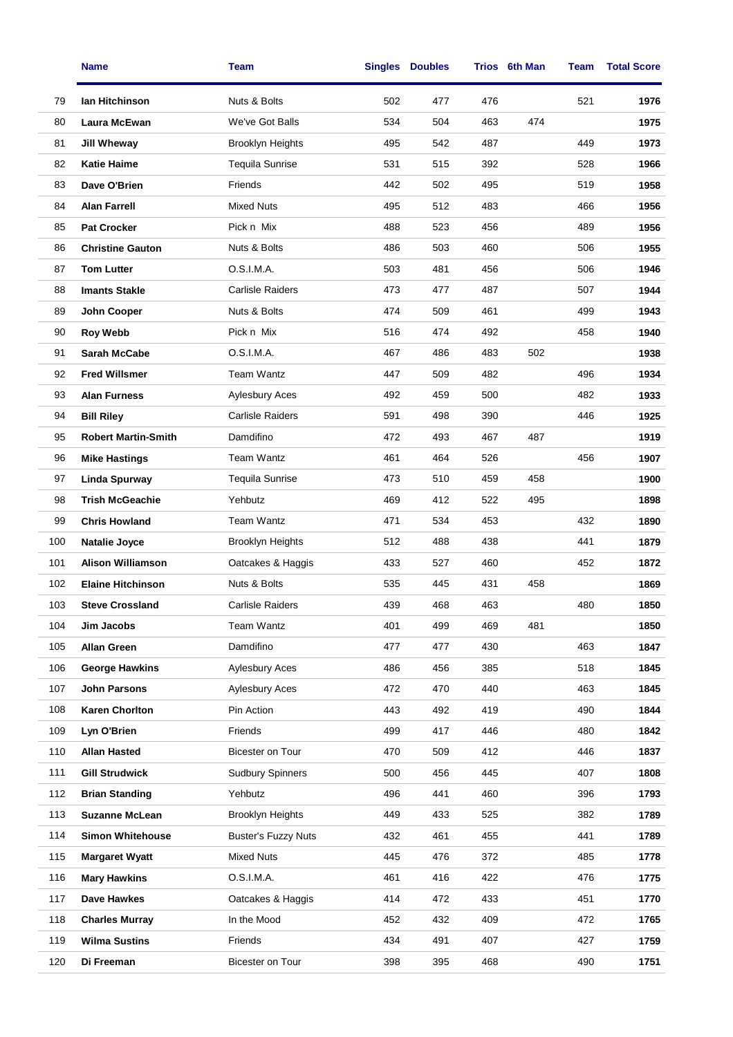| | Name | Team | Singles | Doubles | Trios | 6th Man | Team | Total Score |
|---|---|---|---|---|---|---|---|---|
| 79 | **Ian Hitchinson** | Nuts & Bolts | 502 | 477 | 476 | | 521 | **1976** |
| 80 | **Laura McEwan** | We've Got Balls | 534 | 504 | 463 | 474 | | **1975** |
| 81 | **Jill Wheway** | Brooklyn Heights | 495 | 542 | 487 | | 449 | **1973** |
| 82 | **Katie Haime** | Tequila Sunrise | 531 | 515 | 392 | | 528 | **1966** |
| 83 | **Dave O'Brien** | Friends | 442 | 502 | 495 | | 519 | **1958** |
| 84 | **Alan Farrell** | Mixed Nuts | 495 | 512 | 483 | | 466 | **1956** |
| 85 | **Pat Crocker** | Pick n Mix | 488 | 523 | 456 | | 489 | **1956** |
| 86 | **Christine Gauton** | Nuts & Bolts | 486 | 503 | 460 | | 506 | **1955** |
| 87 | **Tom Lutter** | O.S.I.M.A. | 503 | 481 | 456 | | 506 | **1946** |
| 88 | **Imants Stakle** | Carlisle Raiders | 473 | 477 | 487 | | 507 | **1944** |
| 89 | **John Cooper** | Nuts & Bolts | 474 | 509 | 461 | | 499 | **1943** |
| 90 | **Roy Webb** | Pick n Mix | 516 | 474 | 492 | | 458 | **1940** |
| 91 | **Sarah McCabe** | O.S.I.M.A. | 467 | 486 | 483 | 502 | | **1938** |
| 92 | **Fred Willsmer** | Team Wantz | 447 | 509 | 482 | | 496 | **1934** |
| 93 | **Alan Furness** | Aylesbury Aces | 492 | 459 | 500 | | 482 | **1933** |
| 94 | **Bill Riley** | Carlisle Raiders | 591 | 498 | 390 | | 446 | **1925** |
| 95 | **Robert Martin-Smith** | Damdifino | 472 | 493 | 467 | 487 | | **1919** |
| 96 | **Mike Hastings** | Team Wantz | 461 | 464 | 526 | | 456 | **1907** |
| 97 | **Linda Spurway** | Tequila Sunrise | 473 | 510 | 459 | 458 | | **1900** |
| 98 | **Trish McGeachie** | Yehbutz | 469 | 412 | 522 | 495 | | **1898** |
| 99 | **Chris Howland** | Team Wantz | 471 | 534 | 453 | | 432 | **1890** |
| 100 | **Natalie Joyce** | Brooklyn Heights | 512 | 488 | 438 | | 441 | **1879** |
| 101 | **Alison Williamson** | Oatcakes & Haggis | 433 | 527 | 460 | | 452 | **1872** |
| 102 | **Elaine Hitchinson** | Nuts & Bolts | 535 | 445 | 431 | 458 | | **1869** |
| 103 | **Steve Crossland** | Carlisle Raiders | 439 | 468 | 463 | | 480 | **1850** |
| 104 | **Jim Jacobs** | Team Wantz | 401 | 499 | 469 | 481 | | **1850** |
| 105 | **Allan Green** | Damdifino | 477 | 477 | 430 | | 463 | **1847** |
| 106 | **George Hawkins** | Aylesbury Aces | 486 | 456 | 385 | | 518 | **1845** |
| 107 | **John Parsons** | Aylesbury Aces | 472 | 470 | 440 | | 463 | **1845** |
| 108 | **Karen Chorlton** | Pin Action | 443 | 492 | 419 | | 490 | **1844** |
| 109 | **Lyn O'Brien** | Friends | 499 | 417 | 446 | | 480 | **1842** |
| 110 | **Allan Hasted** | Bicester on Tour | 470 | 509 | 412 | | 446 | **1837** |
| 111 | **Gill Strudwick** | Sudbury Spinners | 500 | 456 | 445 | | 407 | **1808** |
| 112 | **Brian Standing** | Yehbutz | 496 | 441 | 460 | | 396 | **1793** |
| 113 | **Suzanne McLean** | Brooklyn Heights | 449 | 433 | 525 | | 382 | **1789** |
| 114 | **Simon Whitehouse** | Buster's Fuzzy Nuts | 432 | 461 | 455 | | 441 | **1789** |
| 115 | **Margaret Wyatt** | Mixed Nuts | 445 | 476 | 372 | | 485 | **1778** |
| 116 | **Mary Hawkins** | O.S.I.M.A. | 461 | 416 | 422 | | 476 | **1775** |
| 117 | **Dave Hawkes** | Oatcakes & Haggis | 414 | 472 | 433 | | 451 | **1770** |
| 118 | **Charles Murray** | In the Mood | 452 | 432 | 409 | | 472 | **1765** |
| 119 | **Wilma Sustins** | Friends | 434 | 491 | 407 | | 427 | **1759** |
| 120 | **Di Freeman** | Bicester on Tour | 398 | 395 | 468 | | 490 | **1751** |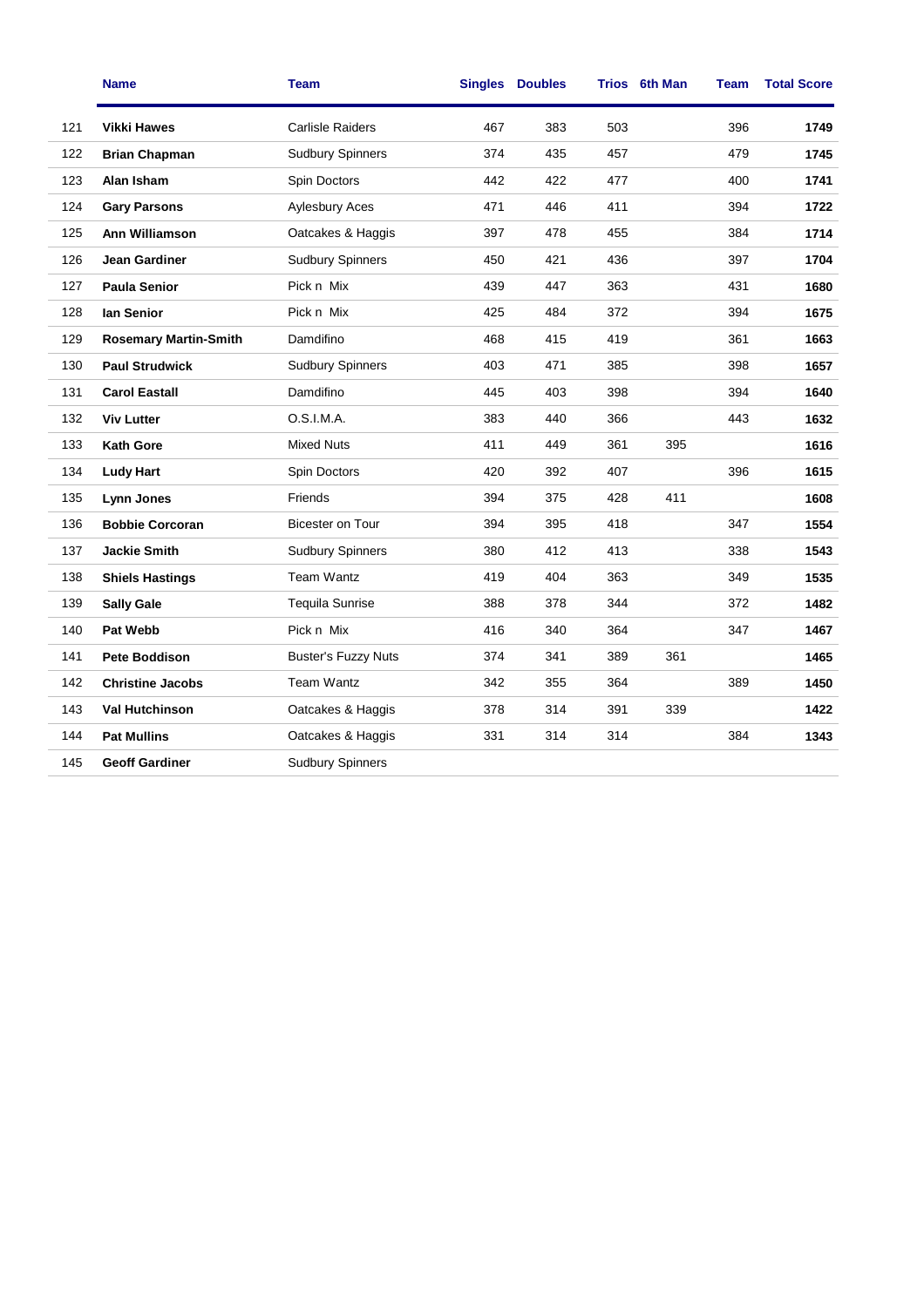| | Name | Team | Singles | Doubles | Trios | 6th Man | Team | Total Score |
|---|---|---|---|---|---|---|---|---|
| 121 | **Vikki Hawes** | Carlisle Raiders | 467 | 383 | 503 | | 396 | **1749** |
| 122 | **Brian Chapman** | Sudbury Spinners | 374 | 435 | 457 | | 479 | **1745** |
| 123 | **Alan Isham** | Spin Doctors | 442 | 422 | 477 | | 400 | **1741** |
| 124 | **Gary Parsons** | Aylesbury Aces | 471 | 446 | 411 | | 394 | **1722** |
| 125 | **Ann Williamson** | Oatcakes & Haggis | 397 | 478 | 455 | | 384 | **1714** |
| 126 | **Jean Gardiner** | Sudbury Spinners | 450 | 421 | 436 | | 397 | **1704** |
| 127 | **Paula Senior** | Pick n Mix | 439 | 447 | 363 | | 431 | **1680** |
| 128 | **Ian Senior** | Pick n Mix | 425 | 484 | 372 | | 394 | **1675** |
| 129 | **Rosemary Martin-Smith** | Damdifino | 468 | 415 | 419 | | 361 | **1663** |
| 130 | **Paul Strudwick** | Sudbury Spinners | 403 | 471 | 385 | | 398 | **1657** |
| 131 | **Carol Eastall** | Damdifino | 445 | 403 | 398 | | 394 | **1640** |
| 132 | **Viv Lutter** | O.S.I.M.A. | 383 | 440 | 366 | | 443 | **1632** |
| 133 | **Kath Gore** | Mixed Nuts | 411 | 449 | 361 | 395 | | **1616** |
| 134 | **Ludy Hart** | Spin Doctors | 420 | 392 | 407 | | 396 | **1615** |
| 135 | **Lynn Jones** | Friends | 394 | 375 | 428 | 411 | | **1608** |
| 136 | **Bobbie Corcoran** | Bicester on Tour | 394 | 395 | 418 | | 347 | **1554** |
| 137 | **Jackie Smith** | Sudbury Spinners | 380 | 412 | 413 | | 338 | **1543** |
| 138 | **Shiels Hastings** | Team Wantz | 419 | 404 | 363 | | 349 | **1535** |
| 139 | **Sally Gale** | Tequila Sunrise | 388 | 378 | 344 | | 372 | **1482** |
| 140 | **Pat Webb** | Pick n Mix | 416 | 340 | 364 | | 347 | **1467** |
| 141 | **Pete Boddison** | Buster's Fuzzy Nuts | 374 | 341 | 389 | 361 | | **1465** |
| 142 | **Christine Jacobs** | Team Wantz | 342 | 355 | 364 | | 389 | **1450** |
| 143 | **Val Hutchinson** | Oatcakes & Haggis | 378 | 314 | 391 | 339 | | **1422** |
| 144 | **Pat Mullins** | Oatcakes & Haggis | 331 | 314 | 314 | | 384 | **1343** |
| 145 | **Geoff Gardiner** | Sudbury Spinners | | | | | | |